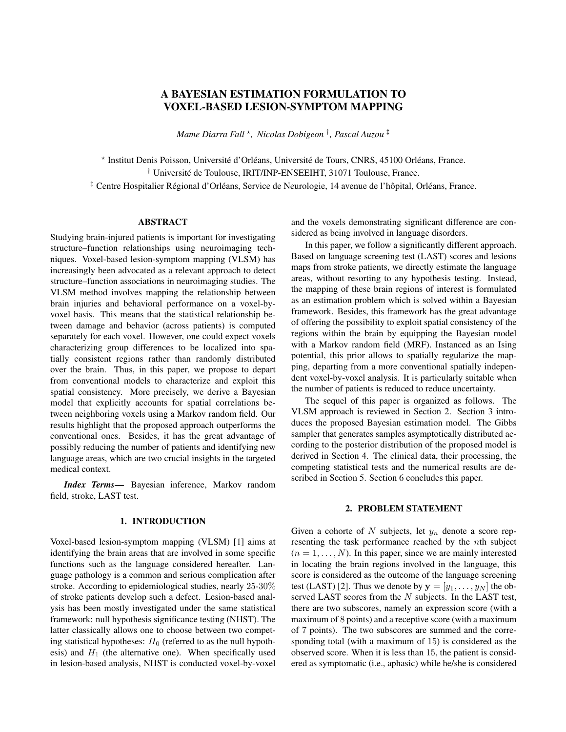# A BAYESIAN ESTIMATION FORMULATION TO VOXEL-BASED LESION-SYMPTOM MAPPING

*Mame Diarra Fall* [⋆], *Nicolas Dobigeon* [†], *Pascal Auzou* [‡]

[⋆] Institut Denis Poisson, Université d'Orléans, Université de Tours, CNRS, 45100 Orléans, France.
[†] Université de Toulouse, IRIT/INP-ENSEEIHT, 31071 Toulouse, France.
[‡] Centre Hospitalier Régional d'Orléans, Service de Neurologie, 14 avenue de l'hôpital, Orléans, France.

## ABSTRACT

Studying brain-injured patients is important for investigating structure–function relationships using neuroimaging techniques. Voxel-based lesion-symptom mapping (VLSM) has increasingly been advocated as a relevant approach to detect structure–function associations in neuroimaging studies. The VLSM method involves mapping the relationship between brain injuries and behavioral performance on a voxel-by-voxel basis. This means that the statistical relationship between damage and behavior (across patients) is computed separately for each voxel. However, one could expect voxels characterizing group differences to be localized into spatially consistent regions rather than randomly distributed over the brain. Thus, in this paper, we propose to depart from conventional models to characterize and exploit this spatial consistency. More precisely, we derive a Bayesian model that explicitly accounts for spatial correlations between neighboring voxels using a Markov random field. Our results highlight that the proposed approach outperforms the conventional ones. Besides, it has the great advantage of possibly reducing the number of patients and identifying new language areas, which are two crucial insights in the targeted medical context.

***Index Terms*—** Bayesian inference, Markov random field, stroke, LAST test.

## 1. INTRODUCTION

Voxel-based lesion-symptom mapping (VLSM) [1] aims at identifying the brain areas that are involved in some specific functions such as the language considered hereafter. Language pathology is a common and serious complication after stroke. According to epidemiological studies, nearly 25-30% of stroke patients develop such a defect. Lesion-based analysis has been mostly investigated under the same statistical framework: null hypothesis significance testing (NHST). The latter classically allows one to choose between two competing statistical hypotheses: $H_0$ (referred to as the null hypothesis) and $H_1$ (the alternative one). When specifically used in lesion-based analysis, NHST is conducted voxel-by-voxel and the voxels demonstrating significant difference are considered as being involved in language disorders.

In this paper, we follow a significantly different approach. Based on language screening test (LAST) scores and lesions maps from stroke patients, we directly estimate the language areas, without resorting to any hypothesis testing. Instead, the mapping of these brain regions of interest is formulated as an estimation problem which is solved within a Bayesian framework. Besides, this framework has the great advantage of offering the possibility to exploit spatial consistency of the regions within the brain by equipping the Bayesian model with a Markov random field (MRF). Instanced as an Ising potential, this prior allows to spatially regularize the mapping, departing from a more conventional spatially independent voxel-by-voxel analysis. It is particularly suitable when the number of patients is reduced to reduce uncertainty.

The sequel of this paper is organized as follows. The VLSM approach is reviewed in Section 2. Section 3 introduces the proposed Bayesian estimation model. The Gibbs sampler that generates samples asymptotically distributed according to the posterior distribution of the proposed model is derived in Section 4. The clinical data, their processing, the competing statistical tests and the numerical results are described in Section 5. Section 6 concludes this paper.

## 2. PROBLEM STATEMENT

Given a cohorte of $N$ subjects, let $y_n$ denote a score representing the task performance reached by the $n$th subject ($n = 1, \ldots, N$). In this paper, since we are mainly interested in locating the brain regions involved in the language, this score is considered as the outcome of the language screening test (LAST) [2]. Thus we denote by $\mathbf{y} = [y_1, \ldots, y_N]$ the observed LAST scores from the $N$ subjects. In the LAST test, there are two subscores, namely an expression score (with a maximum of 8 points) and a receptive score (with a maximum of 7 points). The two subscores are summed and the corresponding total (with a maximum of 15) is considered as the observed score. When it is less than 15, the patient is considered as symptomatic (i.e., aphasic) while he/she is considered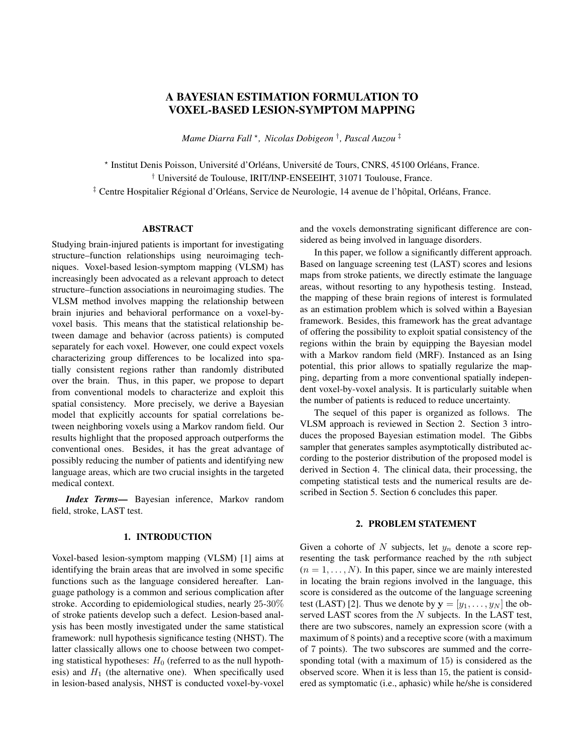# A BAYESIAN ESTIMATION FORMULATION TO VOXEL-BASED LESION-SYMPTOM MAPPING

*Mame Diarra Fall* [⋆], *Nicolas Dobigeon* [†], *Pascal Auzou* [‡]

[⋆] Institut Denis Poisson, Université d'Orléans, Université de Tours, CNRS, 45100 Orléans, France.
[†] Université de Toulouse, IRIT/INP-ENSEEIHT, 31071 Toulouse, France.
[‡] Centre Hospitalier Régional d'Orléans, Service de Neurologie, 14 avenue de l'hôpital, Orléans, France.

## ABSTRACT

Studying brain-injured patients is important for investigating structure–function relationships using neuroimaging techniques. Voxel-based lesion-symptom mapping (VLSM) has increasingly been advocated as a relevant approach to detect structure–function associations in neuroimaging studies. The VLSM method involves mapping the relationship between brain injuries and behavioral performance on a voxel-by-voxel basis. This means that the statistical relationship between damage and behavior (across patients) is computed separately for each voxel. However, one could expect voxels characterizing group differences to be localized into spatially consistent regions rather than randomly distributed over the brain. Thus, in this paper, we propose to depart from conventional models to characterize and exploit this spatial consistency. More precisely, we derive a Bayesian model that explicitly accounts for spatial correlations between neighboring voxels using a Markov random field. Our results highlight that the proposed approach outperforms the conventional ones. Besides, it has the great advantage of possibly reducing the number of patients and identifying new language areas, which are two crucial insights in the targeted medical context.

***Index Terms***— Bayesian inference, Markov random field, stroke, LAST test.

## 1. INTRODUCTION

Voxel-based lesion-symptom mapping (VLSM) [1] aims at identifying the brain areas that are involved in some specific functions such as the language considered hereafter. Language pathology is a common and serious complication after stroke. According to epidemiological studies, nearly 25-30% of stroke patients develop such a defect. Lesion-based analysis has been mostly investigated under the same statistical framework: null hypothesis significance testing (NHST). The latter classically allows one to choose between two competing statistical hypotheses: $H_0$ (referred to as the null hypothesis) and $H_1$ (the alternative one). When specifically used in lesion-based analysis, NHST is conducted voxel-by-voxel and the voxels demonstrating significant difference are considered as being involved in language disorders.

In this paper, we follow a significantly different approach. Based on language screening test (LAST) scores and lesions maps from stroke patients, we directly estimate the language areas, without resorting to any hypothesis testing. Instead, the mapping of these brain regions of interest is formulated as an estimation problem which is solved within a Bayesian framework. Besides, this framework has the great advantage of offering the possibility to exploit spatial consistency of the regions within the brain by equipping the Bayesian model with a Markov random field (MRF). Instanced as an Ising potential, this prior allows to spatially regularize the mapping, departing from a more conventional spatially independent voxel-by-voxel analysis. It is particularly suitable when the number of patients is reduced to reduce uncertainty.

The sequel of this paper is organized as follows. The VLSM approach is reviewed in Section 2. Section 3 introduces the proposed Bayesian estimation model. The Gibbs sampler that generates samples asymptotically distributed according to the posterior distribution of the proposed model is derived in Section 4. The clinical data, their processing, the competing statistical tests and the numerical results are described in Section 5. Section 6 concludes this paper.

## 2. PROBLEM STATEMENT

Given a cohorte of $N$ subjects, let $y_n$ denote a score representing the task performance reached by the $n$th subject ($n = 1, \ldots, N$). In this paper, since we are mainly interested in locating the brain regions involved in the language, this score is considered as the outcome of the language screening test (LAST) [2]. Thus we denote by $\mathbf{y} = [y_1, \ldots, y_N]$ the observed LAST scores from the $N$ subjects. In the LAST test, there are two subscores, namely an expression score (with a maximum of 8 points) and a receptive score (with a maximum of 7 points). The two subscores are summed and the corresponding total (with a maximum of 15) is considered as the observed score. When it is less than 15, the patient is considered as symptomatic (i.e., aphasic) while he/she is considered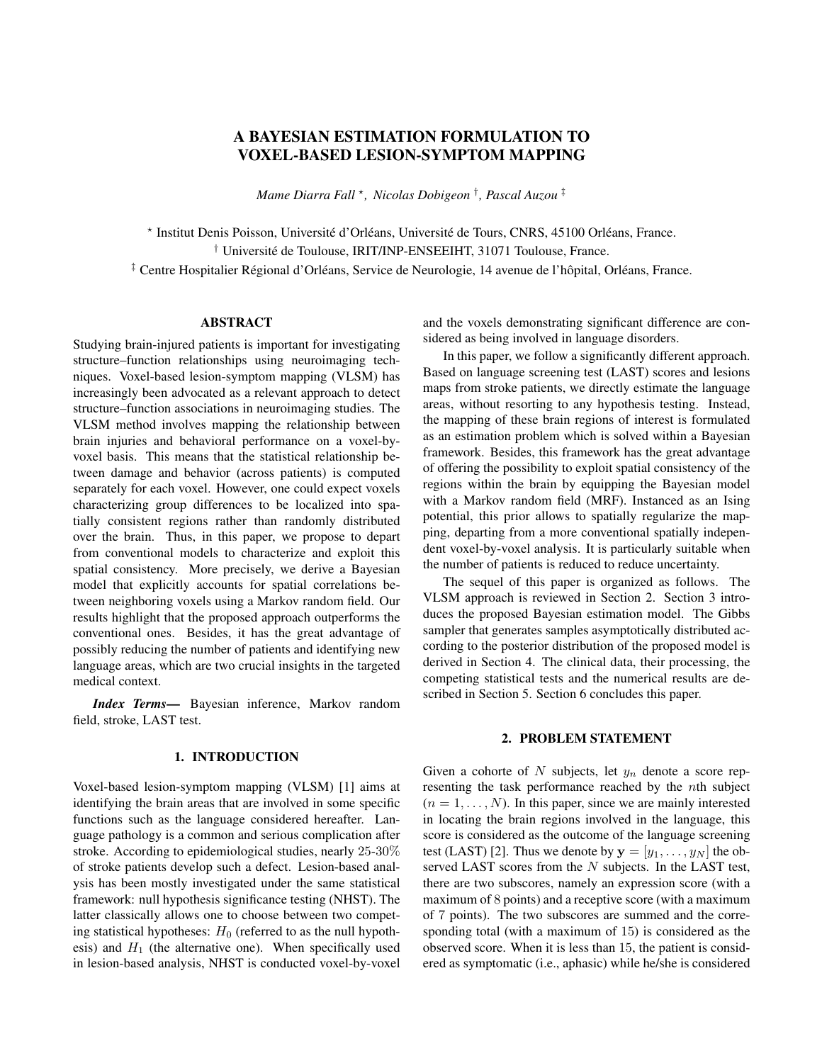# A BAYESIAN ESTIMATION FORMULATION TO VOXEL-BASED LESION-SYMPTOM MAPPING

*Mame Diarra Fall* [⋆], *Nicolas Dobigeon* [†], *Pascal Auzou* [‡]

[⋆] Institut Denis Poisson, Université d'Orléans, Université de Tours, CNRS, 45100 Orléans, France.
[†] Université de Toulouse, IRIT/INP-ENSEEIHT, 31071 Toulouse, France.
[‡] Centre Hospitalier Régional d'Orléans, Service de Neurologie, 14 avenue de l'hôpital, Orléans, France.

## ABSTRACT

Studying brain-injured patients is important for investigating structure–function relationships using neuroimaging techniques. Voxel-based lesion-symptom mapping (VLSM) has increasingly been advocated as a relevant approach to detect structure–function associations in neuroimaging studies. The VLSM method involves mapping the relationship between brain injuries and behavioral performance on a voxel-by-voxel basis. This means that the statistical relationship between damage and behavior (across patients) is computed separately for each voxel. However, one could expect voxels characterizing group differences to be localized into spatially consistent regions rather than randomly distributed over the brain. Thus, in this paper, we propose to depart from conventional models to characterize and exploit this spatial consistency. More precisely, we derive a Bayesian model that explicitly accounts for spatial correlations between neighboring voxels using a Markov random field. Our results highlight that the proposed approach outperforms the conventional ones. Besides, it has the great advantage of possibly reducing the number of patients and identifying new language areas, which are two crucial insights in the targeted medical context.

***Index Terms*—** Bayesian inference, Markov random field, stroke, LAST test.

## 1. INTRODUCTION

Voxel-based lesion-symptom mapping (VLSM) [1] aims at identifying the brain areas that are involved in some specific functions such as the language considered hereafter. Language pathology is a common and serious complication after stroke. According to epidemiological studies, nearly 25-30% of stroke patients develop such a defect. Lesion-based analysis has been mostly investigated under the same statistical framework: null hypothesis significance testing (NHST). The latter classically allows one to choose between two competing statistical hypotheses: $H_0$ (referred to as the null hypothesis) and $H_1$ (the alternative one). When specifically used in lesion-based analysis, NHST is conducted voxel-by-voxel and the voxels demonstrating significant difference are considered as being involved in language disorders.

In this paper, we follow a significantly different approach. Based on language screening test (LAST) scores and lesions maps from stroke patients, we directly estimate the language areas, without resorting to any hypothesis testing. Instead, the mapping of these brain regions of interest is formulated as an estimation problem which is solved within a Bayesian framework. Besides, this framework has the great advantage of offering the possibility to exploit spatial consistency of the regions within the brain by equipping the Bayesian model with a Markov random field (MRF). Instanced as an Ising potential, this prior allows to spatially regularize the mapping, departing from a more conventional spatially independent voxel-by-voxel analysis. It is particularly suitable when the number of patients is reduced to reduce uncertainty.

The sequel of this paper is organized as follows. The VLSM approach is reviewed in Section 2. Section 3 introduces the proposed Bayesian estimation model. The Gibbs sampler that generates samples asymptotically distributed according to the posterior distribution of the proposed model is derived in Section 4. The clinical data, their processing, the competing statistical tests and the numerical results are described in Section 5. Section 6 concludes this paper.

## 2. PROBLEM STATEMENT

Given a cohorte of $N$ subjects, let $y_n$ denote a score representing the task performance reached by the $n$th subject ($n = 1, \ldots, N$). In this paper, since we are mainly interested in locating the brain regions involved in the language, this score is considered as the outcome of the language screening test (LAST) [2]. Thus we denote by $\mathbf{y} = [y_1, \ldots, y_N]$ the observed LAST scores from the $N$ subjects. In the LAST test, there are two subscores, namely an expression score (with a maximum of 8 points) and a receptive score (with a maximum of 7 points). The two subscores are summed and the corresponding total (with a maximum of 15) is considered as the observed score. When it is less than 15, the patient is considered as symptomatic (i.e., aphasic) while he/she is considered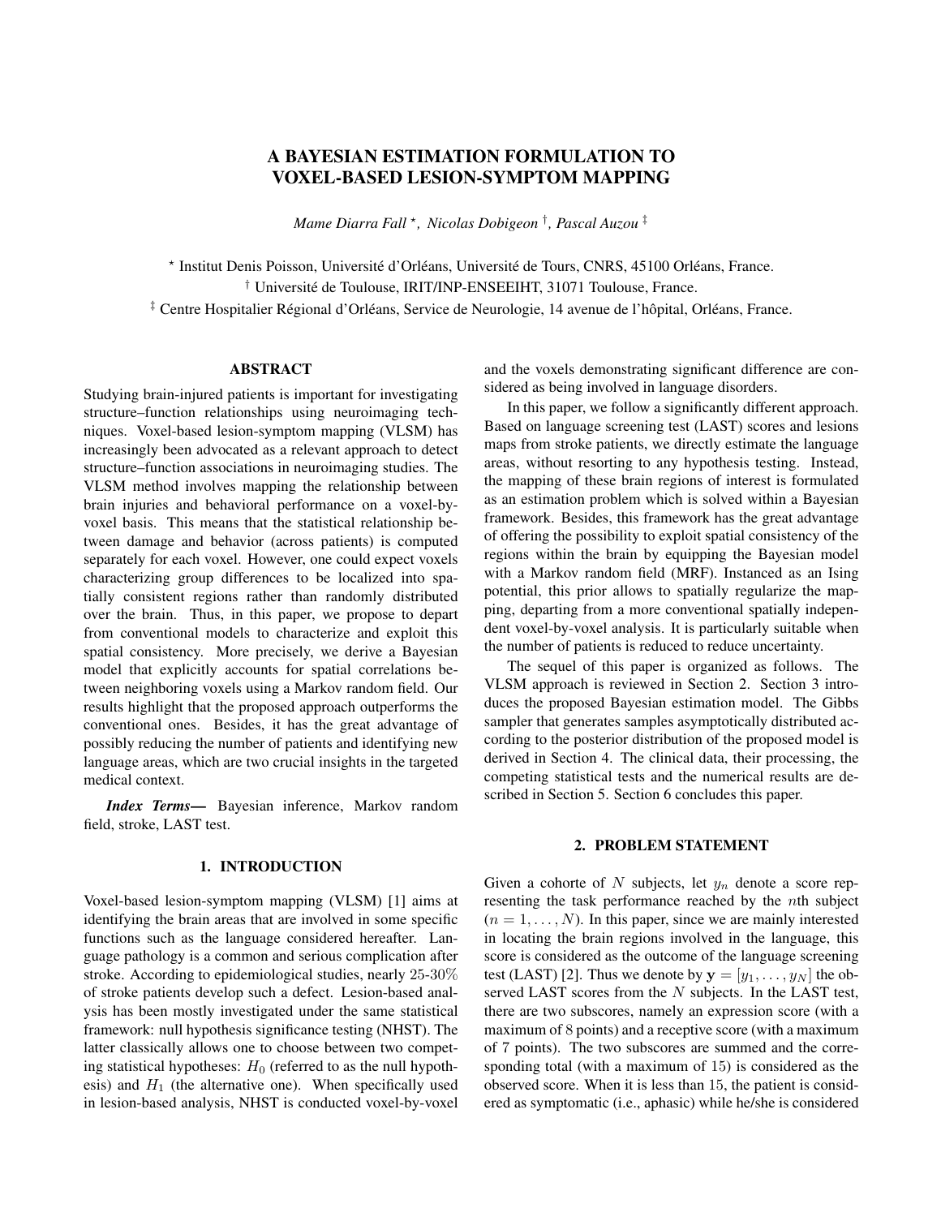# A BAYESIAN ESTIMATION FORMULATION TO VOXEL-BASED LESION-SYMPTOM MAPPING

*Mame Diarra Fall* [⋆], *Nicolas Dobigeon* [†], *Pascal Auzou* [‡]

[⋆] Institut Denis Poisson, Université d'Orléans, Université de Tours, CNRS, 45100 Orléans, France.
[†] Université de Toulouse, IRIT/INP-ENSEEIHT, 31071 Toulouse, France.
[‡] Centre Hospitalier Régional d'Orléans, Service de Neurologie, 14 avenue de l'hôpital, Orléans, France.

## ABSTRACT

Studying brain-injured patients is important for investigating structure–function relationships using neuroimaging techniques. Voxel-based lesion-symptom mapping (VLSM) has increasingly been advocated as a relevant approach to detect structure–function associations in neuroimaging studies. The VLSM method involves mapping the relationship between brain injuries and behavioral performance on a voxel-by-voxel basis. This means that the statistical relationship between damage and behavior (across patients) is computed separately for each voxel. However, one could expect voxels characterizing group differences to be localized into spatially consistent regions rather than randomly distributed over the brain. Thus, in this paper, we propose to depart from conventional models to characterize and exploit this spatial consistency. More precisely, we derive a Bayesian model that explicitly accounts for spatial correlations between neighboring voxels using a Markov random field. Our results highlight that the proposed approach outperforms the conventional ones. Besides, it has the great advantage of possibly reducing the number of patients and identifying new language areas, which are two crucial insights in the targeted medical context.

***Index Terms*—** Bayesian inference, Markov random field, stroke, LAST test.

## 1. INTRODUCTION

Voxel-based lesion-symptom mapping (VLSM) [1] aims at identifying the brain areas that are involved in some specific functions such as the language considered hereafter. Language pathology is a common and serious complication after stroke. According to epidemiological studies, nearly 25-30% of stroke patients develop such a defect. Lesion-based analysis has been mostly investigated under the same statistical framework: null hypothesis significance testing (NHST). The latter classically allows one to choose between two competing statistical hypotheses: $H_0$ (referred to as the null hypothesis) and $H_1$ (the alternative one). When specifically used in lesion-based analysis, NHST is conducted voxel-by-voxel and the voxels demonstrating significant difference are considered as being involved in language disorders.

In this paper, we follow a significantly different approach. Based on language screening test (LAST) scores and lesions maps from stroke patients, we directly estimate the language areas, without resorting to any hypothesis testing. Instead, the mapping of these brain regions of interest is formulated as an estimation problem which is solved within a Bayesian framework. Besides, this framework has the great advantage of offering the possibility to exploit spatial consistency of the regions within the brain by equipping the Bayesian model with a Markov random field (MRF). Instanced as an Ising potential, this prior allows to spatially regularize the mapping, departing from a more conventional spatially independent voxel-by-voxel analysis. It is particularly suitable when the number of patients is reduced to reduce uncertainty.

The sequel of this paper is organized as follows. The VLSM approach is reviewed in Section 2. Section 3 introduces the proposed Bayesian estimation model. The Gibbs sampler that generates samples asymptotically distributed according to the posterior distribution of the proposed model is derived in Section 4. The clinical data, their processing, the competing statistical tests and the numerical results are described in Section 5. Section 6 concludes this paper.

## 2. PROBLEM STATEMENT

Given a cohorte of $N$ subjects, let $y_n$ denote a score representing the task performance reached by the $n$th subject ($n = 1, \ldots, N$). In this paper, since we are mainly interested in locating the brain regions involved in the language, this score is considered as the outcome of the language screening test (LAST) [2]. Thus we denote by $\mathbf{y} = [y_1, \ldots, y_N]$ the observed LAST scores from the $N$ subjects. In the LAST test, there are two subscores, namely an expression score (with a maximum of 8 points) and a receptive score (with a maximum of 7 points). The two subscores are summed and the corresponding total (with a maximum of 15) is considered as the observed score. When it is less than 15, the patient is considered as symptomatic (i.e., aphasic) while he/she is considered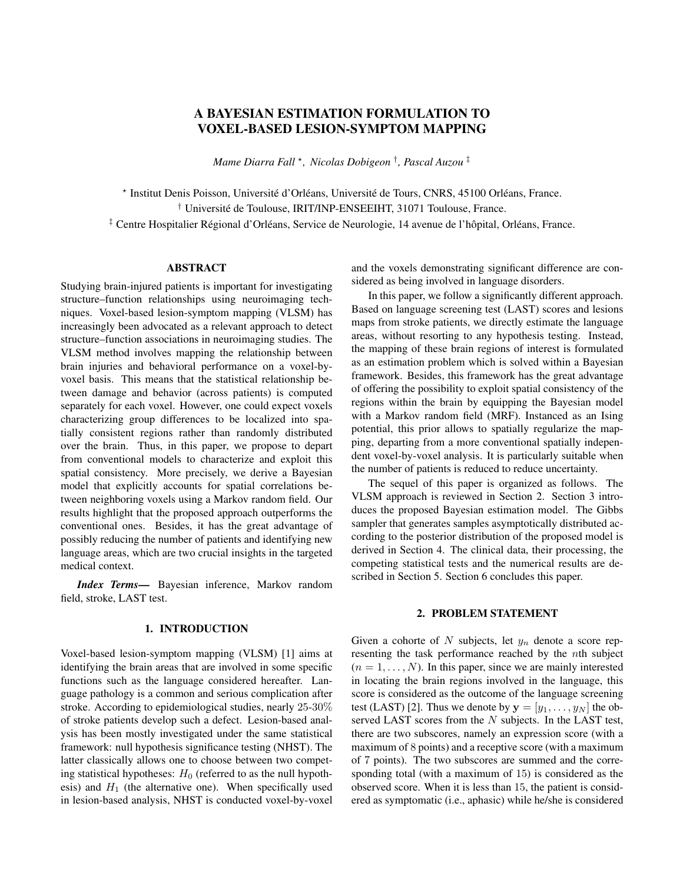# A BAYESIAN ESTIMATION FORMULATION TO VOXEL-BASED LESION-SYMPTOM MAPPING

*Mame Diarra Fall* [⋆], *Nicolas Dobigeon* [†], *Pascal Auzou* [‡]

[⋆] Institut Denis Poisson, Université d'Orléans, Université de Tours, CNRS, 45100 Orléans, France.
[†] Université de Toulouse, IRIT/INP-ENSEEIHT, 31071 Toulouse, France.
[‡] Centre Hospitalier Régional d'Orléans, Service de Neurologie, 14 avenue de l'hôpital, Orléans, France.

## ABSTRACT

Studying brain-injured patients is important for investigating structure–function relationships using neuroimaging techniques. Voxel-based lesion-symptom mapping (VLSM) has increasingly been advocated as a relevant approach to detect structure–function associations in neuroimaging studies. The VLSM method involves mapping the relationship between brain injuries and behavioral performance on a voxel-by-voxel basis. This means that the statistical relationship between damage and behavior (across patients) is computed separately for each voxel. However, one could expect voxels characterizing group differences to be localized into spatially consistent regions rather than randomly distributed over the brain. Thus, in this paper, we propose to depart from conventional models to characterize and exploit this spatial consistency. More precisely, we derive a Bayesian model that explicitly accounts for spatial correlations between neighboring voxels using a Markov random field. Our results highlight that the proposed approach outperforms the conventional ones. Besides, it has the great advantage of possibly reducing the number of patients and identifying new language areas, which are two crucial insights in the targeted medical context.

***Index Terms*—** Bayesian inference, Markov random field, stroke, LAST test.

## 1. INTRODUCTION

Voxel-based lesion-symptom mapping (VLSM) [1] aims at identifying the brain areas that are involved in some specific functions such as the language considered hereafter. Language pathology is a common and serious complication after stroke. According to epidemiological studies, nearly 25-30% of stroke patients develop such a defect. Lesion-based analysis has been mostly investigated under the same statistical framework: null hypothesis significance testing (NHST). The latter classically allows one to choose between two competing statistical hypotheses: $H_0$ (referred to as the null hypothesis) and $H_1$ (the alternative one). When specifically used in lesion-based analysis, NHST is conducted voxel-by-voxel and the voxels demonstrating significant difference are considered as being involved in language disorders.

In this paper, we follow a significantly different approach. Based on language screening test (LAST) scores and lesions maps from stroke patients, we directly estimate the language areas, without resorting to any hypothesis testing. Instead, the mapping of these brain regions of interest is formulated as an estimation problem which is solved within a Bayesian framework. Besides, this framework has the great advantage of offering the possibility to exploit spatial consistency of the regions within the brain by equipping the Bayesian model with a Markov random field (MRF). Instanced as an Ising potential, this prior allows to spatially regularize the mapping, departing from a more conventional spatially independent voxel-by-voxel analysis. It is particularly suitable when the number of patients is reduced to reduce uncertainty.

The sequel of this paper is organized as follows. The VLSM approach is reviewed in Section 2. Section 3 introduces the proposed Bayesian estimation model. The Gibbs sampler that generates samples asymptotically distributed according to the posterior distribution of the proposed model is derived in Section 4. The clinical data, their processing, the competing statistical tests and the numerical results are described in Section 5. Section 6 concludes this paper.

## 2. PROBLEM STATEMENT

Given a cohorte of $N$ subjects, let $y_n$ denote a score representing the task performance reached by the $n$th subject ($n = 1, \ldots, N$). In this paper, since we are mainly interested in locating the brain regions involved in the language, this score is considered as the outcome of the language screening test (LAST) [2]. Thus we denote by $\mathbf{y} = [y_1, \ldots, y_N]$ the observed LAST scores from the $N$ subjects. In the LAST test, there are two subscores, namely an expression score (with a maximum of 8 points) and a receptive score (with a maximum of 7 points). The two subscores are summed and the corresponding total (with a maximum of 15) is considered as the observed score. When it is less than 15, the patient is considered as symptomatic (i.e., aphasic) while he/she is considered